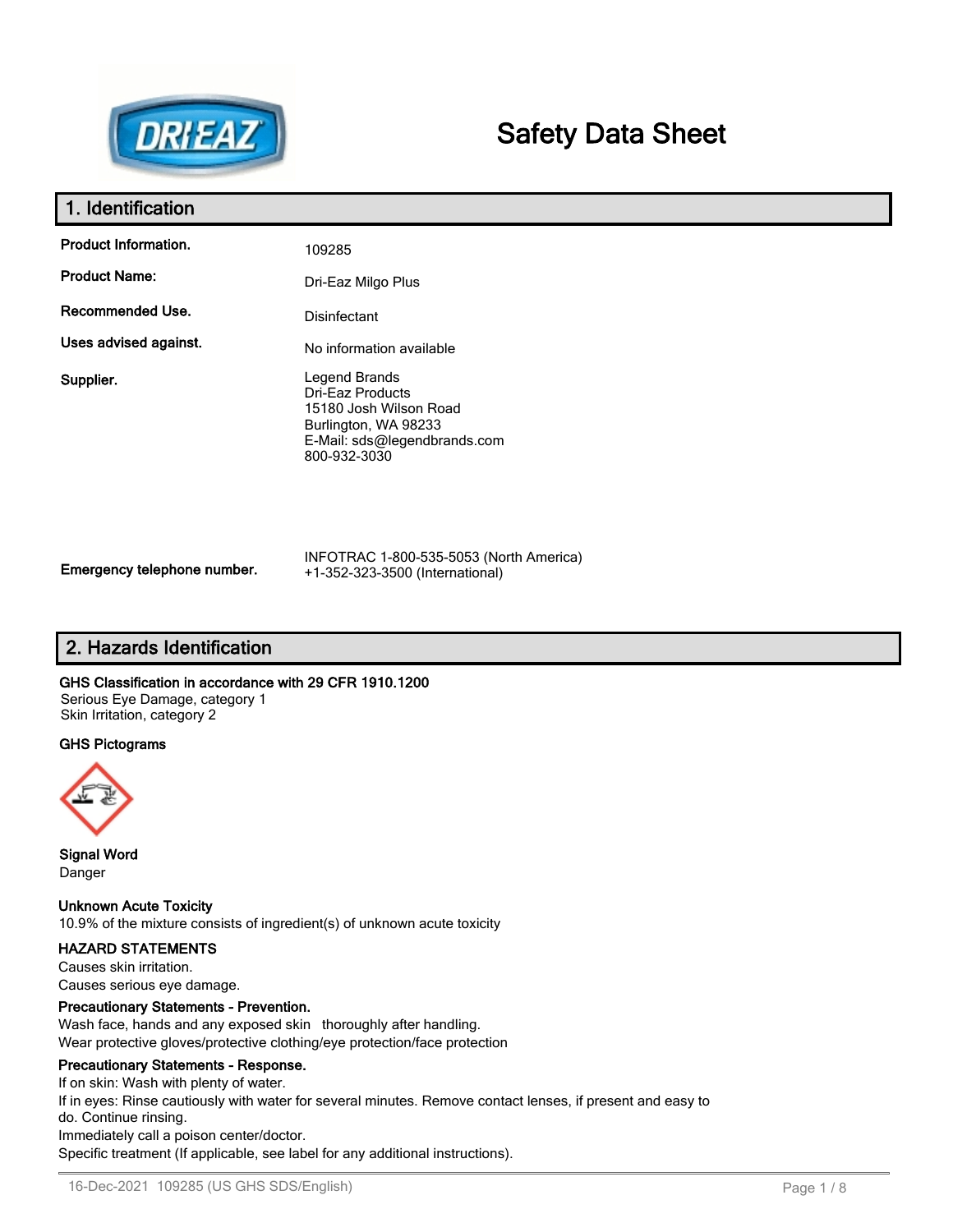# Safety Data Sheet

## 1. Identification

| | |
|---|---|
| **Product Information.** | 109285 |
| **Product Name:** | Dri-Eaz Milgo Plus |
| **Recommended Use.** | Disinfectant |
| **Uses advised against.** | No information available |
| **Supplier.** | Legend Brands<br>Dri-Eaz Products<br>15180 Josh Wilson Road<br>Burlington, WA 98233<br>E-Mail: sds@legendbrands.com<br>800-932-3030 |
| **Emergency telephone number.** | INFOTRAC 1-800-535-5053 (North America)<br>+1-352-323-3500 (International) |

## 2. Hazards Identification

**GHS Classification in accordance with 29 CFR 1910.1200**

Serious Eye Damage, category 1
Skin Irritation, category 2

**GHS Pictograms**

**Signal Word**

Danger

**Unknown Acute Toxicity**

10.9% of the mixture consists of ingredient(s) of unknown acute toxicity

**HAZARD STATEMENTS**

Causes skin irritation.
Causes serious eye damage.

**Precautionary Statements - Prevention.**

Wash face, hands and any exposed skin thoroughly after handling.
Wear protective gloves/protective clothing/eye protection/face protection

**Precautionary Statements - Response.**

If on skin: Wash with plenty of water.
If in eyes: Rinse cautiously with water for several minutes. Remove contact lenses, if present and easy to do. Continue rinsing.
Immediately call a poison center/doctor.
Specific treatment (If applicable, see label for any additional instructions).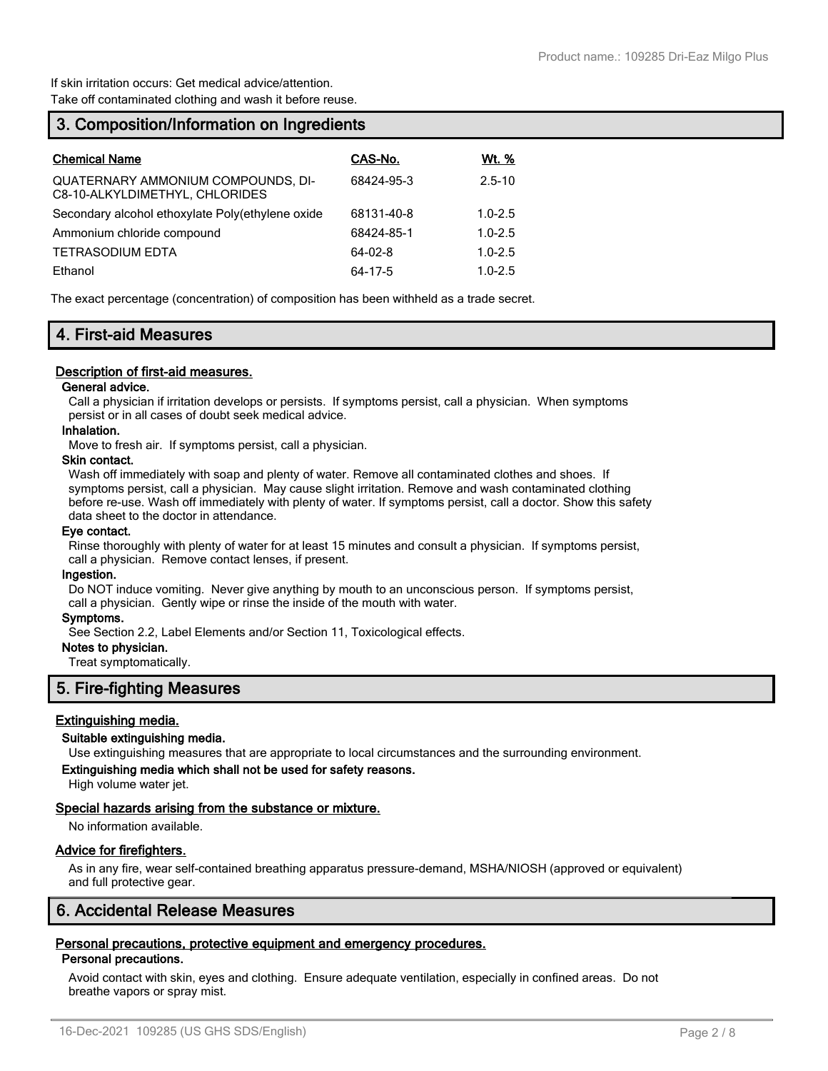If skin irritation occurs: Get medical advice/attention.
Take off contaminated clothing and wash it before reuse.

## 3. Composition/Information on Ingredients

| Chemical Name | CAS-No. | Wt. % |
|---|---|---|
| QUATERNARY AMMONIUM COMPOUNDS, DI-C8-10-ALKYLDIMETHYL, CHLORIDES | 68424-95-3 | 2.5-10 |
| Secondary alcohol ethoxylate Poly(ethylene oxide | 68131-40-8 | 1.0-2.5 |
| Ammonium chloride compound | 68424-85-1 | 1.0-2.5 |
| TETRASODIUM EDTA | 64-02-8 | 1.0-2.5 |
| Ethanol | 64-17-5 | 1.0-2.5 |

The exact percentage (concentration) of composition has been withheld as a trade secret.

## 4. First-aid Measures

### Description of first-aid measures.

**General advice.**

Call a physician if irritation develops or persists. If symptoms persist, call a physician. When symptoms persist or in all cases of doubt seek medical advice.

**Inhalation.**

Move to fresh air. If symptoms persist, call a physician.

**Skin contact.**

Wash off immediately with soap and plenty of water. Remove all contaminated clothes and shoes. If symptoms persist, call a physician. May cause slight irritation. Remove and wash contaminated clothing before re-use. Wash off immediately with plenty of water. If symptoms persist, call a doctor. Show this safety data sheet to the doctor in attendance.

**Eye contact.**

Rinse thoroughly with plenty of water for at least 15 minutes and consult a physician. If symptoms persist, call a physician. Remove contact lenses, if present.

**Ingestion.**

Do NOT induce vomiting. Never give anything by mouth to an unconscious person. If symptoms persist, call a physician. Gently wipe or rinse the inside of the mouth with water.

**Symptoms.**

See Section 2.2, Label Elements and/or Section 11, Toxicological effects.

**Notes to physician.**

Treat symptomatically.

## 5. Fire-fighting Measures

### Extinguishing media.

**Suitable extinguishing media.**

Use extinguishing measures that are appropriate to local circumstances and the surrounding environment.

**Extinguishing media which shall not be used for safety reasons.**

High volume water jet.

### Special hazards arising from the substance or mixture.

No information available.

### Advice for firefighters.

As in any fire, wear self-contained breathing apparatus pressure-demand, MSHA/NIOSH (approved or equivalent) and full protective gear.

## 6. Accidental Release Measures

### Personal precautions, protective equipment and emergency procedures.

**Personal precautions.**

Avoid contact with skin, eyes and clothing. Ensure adequate ventilation, especially in confined areas. Do not breathe vapors or spray mist.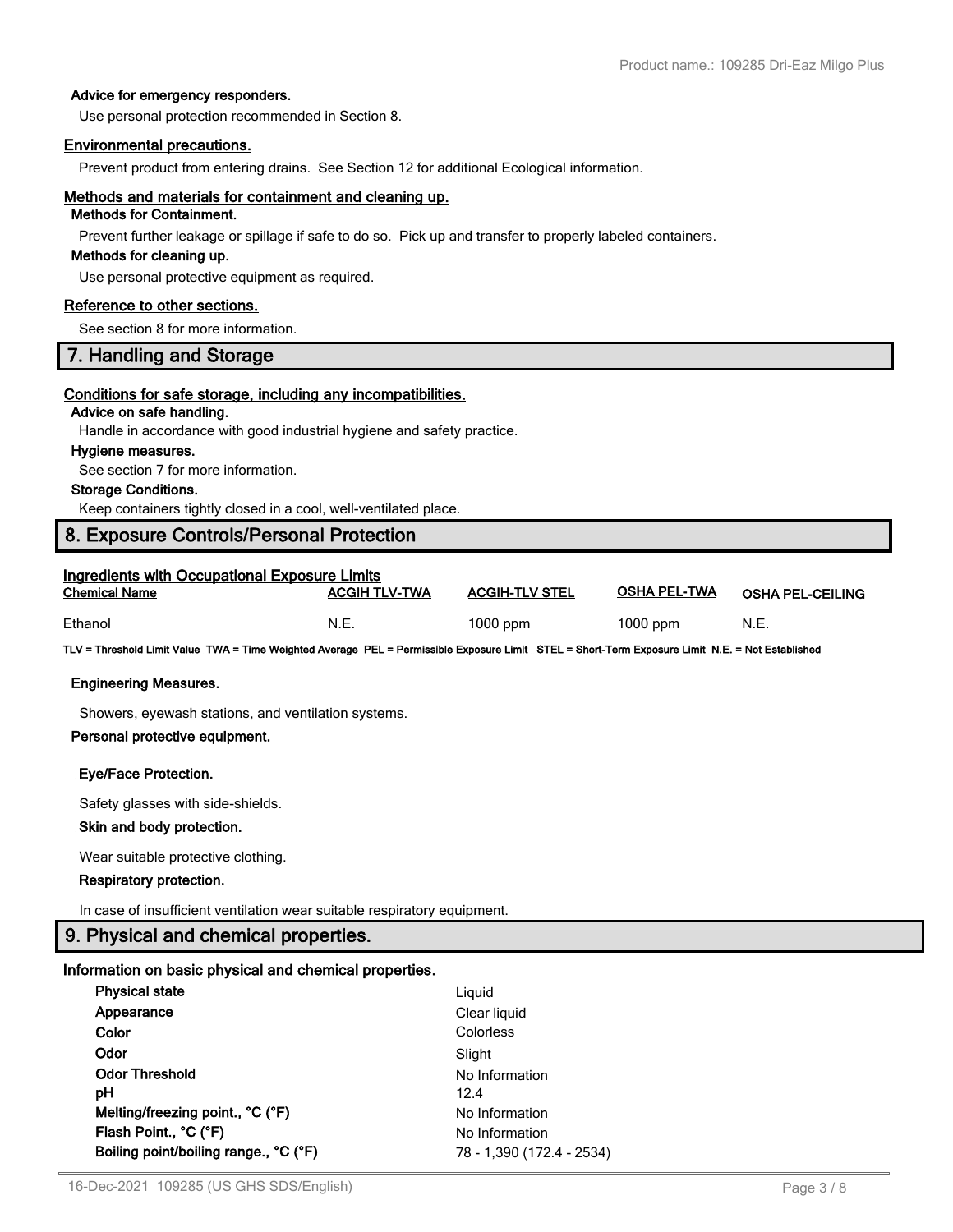**Advice for emergency responders.**

Use personal protection recommended in Section 8.

### Environmental precautions.

Prevent product from entering drains. See Section 12 for additional Ecological information.

### Methods and materials for containment and cleaning up.

**Methods for Containment.**

Prevent further leakage or spillage if safe to do so. Pick up and transfer to properly labeled containers.

**Methods for cleaning up.**

Use personal protective equipment as required.

### Reference to other sections.

See section 8 for more information.

## 7. Handling and Storage

### Conditions for safe storage, including any incompatibilities.

**Advice on safe handling.**

Handle in accordance with good industrial hygiene and safety practice.

**Hygiene measures.**

See section 7 for more information.

**Storage Conditions.**

Keep containers tightly closed in a cool, well-ventilated place.

## 8. Exposure Controls/Personal Protection

### Ingredients with Occupational Exposure Limits

| Chemical Name | ACGIH TLV-TWA | ACGIH-TLV STEL | OSHA PEL-TWA | OSHA PEL-CEILING |
|---|---|---|---|---|
| Ethanol | N.E. | 1000 ppm | 1000 ppm | N.E. |

**TLV = Threshold Limit Value TWA = Time Weighted Average PEL = Permissible Exposure Limit STEL = Short-Term Exposure Limit N.E. = Not Established**

**Engineering Measures.**

Showers, eyewash stations, and ventilation systems.

**Personal protective equipment.**

**Eye/Face Protection.**

Safety glasses with side-shields.

**Skin and body protection.**

Wear suitable protective clothing.

**Respiratory protection.**

In case of insufficient ventilation wear suitable respiratory equipment.

## 9. Physical and chemical properties.

### Information on basic physical and chemical properties.

| | |
|---|---|
| **Physical state** | Liquid |
| **Appearance** | Clear liquid |
| **Color** | Colorless |
| **Odor** | Slight |
| **Odor Threshold** | No Information |
| **pH** | 12.4 |
| **Melting/freezing point., °C (°F)** | No Information |
| **Flash Point., °C (°F)** | No Information |
| **Boiling point/boiling range., °C (°F)** | 78 - 1,390 (172.4 - 2534) |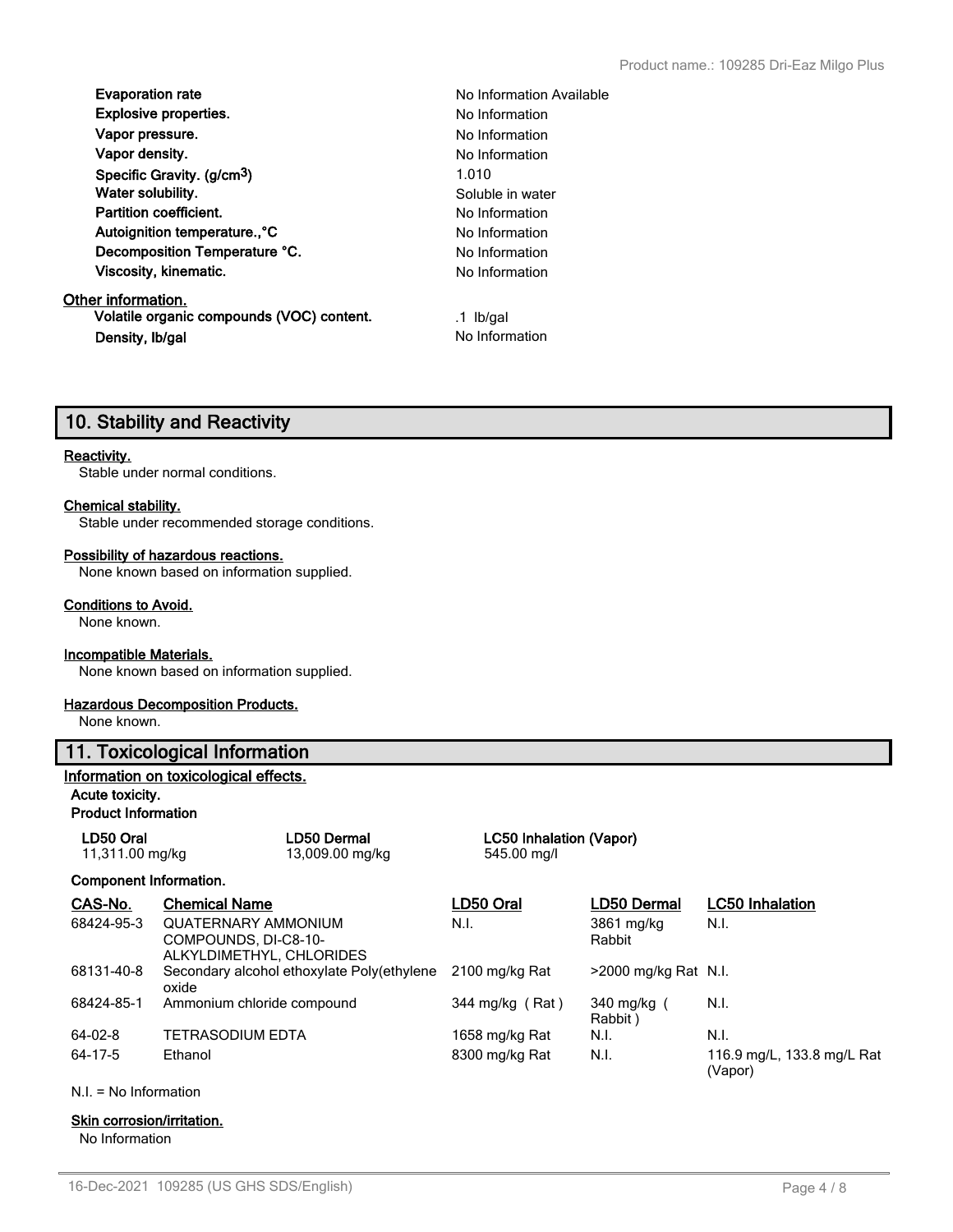| | |
|---|---|
| **Evaporation rate** | No Information Available |
| **Explosive properties.** | No Information |
| **Vapor pressure.** | No Information |
| **Vapor density.** | No Information |
| **Specific Gravity. (g/cm$^3$)** | 1.010 |
| **Water solubility.** | Soluble in water |
| **Partition coefficient.** | No Information |
| **Autoignition temperature.,°C** | No Information |
| **Decomposition Temperature °C.** | No Information |
| **Viscosity, kinematic.** | No Information |

**Other information.**

| | |
|---|---|
| **Volatile organic compounds (VOC) content.** | .1 lb/gal |
| **Density, lb/gal** | No Information |

## 10. Stability and Reactivity

**Reactivity.**
Stable under normal conditions.

**Chemical stability.**
Stable under recommended storage conditions.

**Possibility of hazardous reactions.**
None known based on information supplied.

**Conditions to Avoid.**
None known.

**Incompatible Materials.**
None known based on information supplied.

**Hazardous Decomposition Products.**
None known.

## 11. Toxicological Information

**Information on toxicological effects.**

**Acute toxicity.**

**Product Information**

| LD50 Oral | LD50 Dermal | LC50 Inhalation (Vapor) |
|---|---|---|
| 11,311.00 mg/kg | 13,009.00 mg/kg | 545.00 mg/l |

**Component Information.**

| CAS-No. | Chemical Name | LD50 Oral | LD50 Dermal | LC50 Inhalation |
|---|---|---|---|---|
| 68424-95-3 | QUATERNARY AMMONIUM COMPOUNDS, DI-C8-10-ALKYLDIMETHYL, CHLORIDES | N.I. | 3861 mg/kg Rabbit | N.I. |
| 68131-40-8 | Secondary alcohol ethoxylate Poly(ethylene oxide | 2100 mg/kg Rat | >2000 mg/kg Rat | N.I. |
| 68424-85-1 | Ammonium chloride compound | 344 mg/kg ( Rat ) | 340 mg/kg ( Rabbit ) | N.I. |
| 64-02-8 | TETRASODIUM EDTA | 1658 mg/kg Rat | N.I. | N.I. |
| 64-17-5 | Ethanol | 8300 mg/kg Rat | N.I. | 116.9 mg/L, 133.8 mg/L Rat (Vapor) |

N.I. = No Information

**Skin corrosion/irritation.**
No Information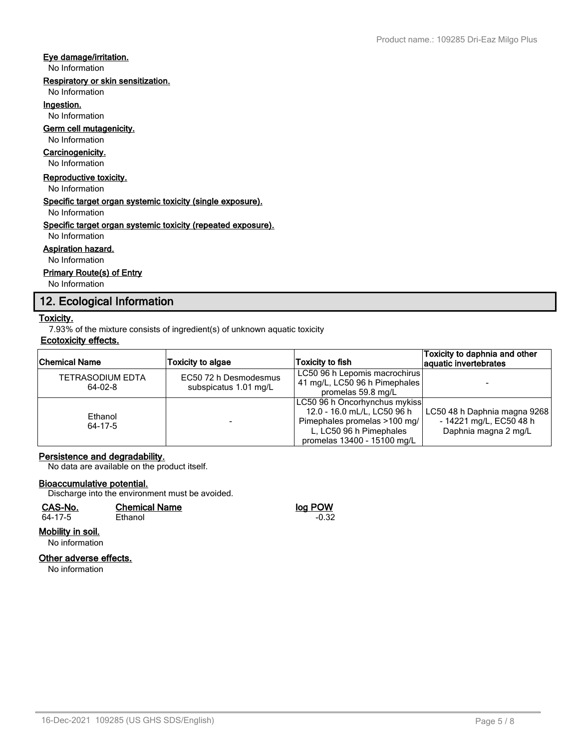**Eye damage/irritation.**

No Information

**Respiratory or skin sensitization.**

No Information

**Ingestion.**

No Information

**Germ cell mutagenicity.**

No Information

**Carcinogenicity.**

No Information

**Reproductive toxicity.**

No Information

**Specific target organ systemic toxicity (single exposure).**

No Information

**Specific target organ systemic toxicity (repeated exposure).**

No Information

**Aspiration hazard.**

No Information

**Primary Route(s) of Entry**

No Information

## 12. Ecological Information

**Toxicity.**

7.93% of the mixture consists of ingredient(s) of unknown aquatic toxicity

**Ecotoxicity effects.**

| Chemical Name | Toxicity to algae | Toxicity to fish | Toxicity to daphnia and other aquatic invertebrates |
|---|---|---|---|
| TETRASODIUM EDTA 64-02-8 | EC50 72 h Desmodesmus subspicatus 1.01 mg/L | LC50 96 h Lepomis macrochirus 41 mg/L, LC50 96 h Pimephales promelas 59.8 mg/L | - |
| Ethanol 64-17-5 | - | LC50 96 h Oncorhynchus mykiss 12.0 - 16.0 mL/L, LC50 96 h Pimephales promelas >100 mg/L, LC50 96 h Pimephales promelas 13400 - 15100 mg/L | LC50 48 h Daphnia magna 9268 - 14221 mg/L, EC50 48 h Daphnia magna 2 mg/L |

**Persistence and degradability.**

No data are available on the product itself.

**Bioaccumulative potential.**

Discharge into the environment must be avoided.

| CAS-No. | Chemical Name | log POW |
|---|---|---|
| 64-17-5 | Ethanol | -0.32 |

**Mobility in soil.**

No information

**Other adverse effects.**

No information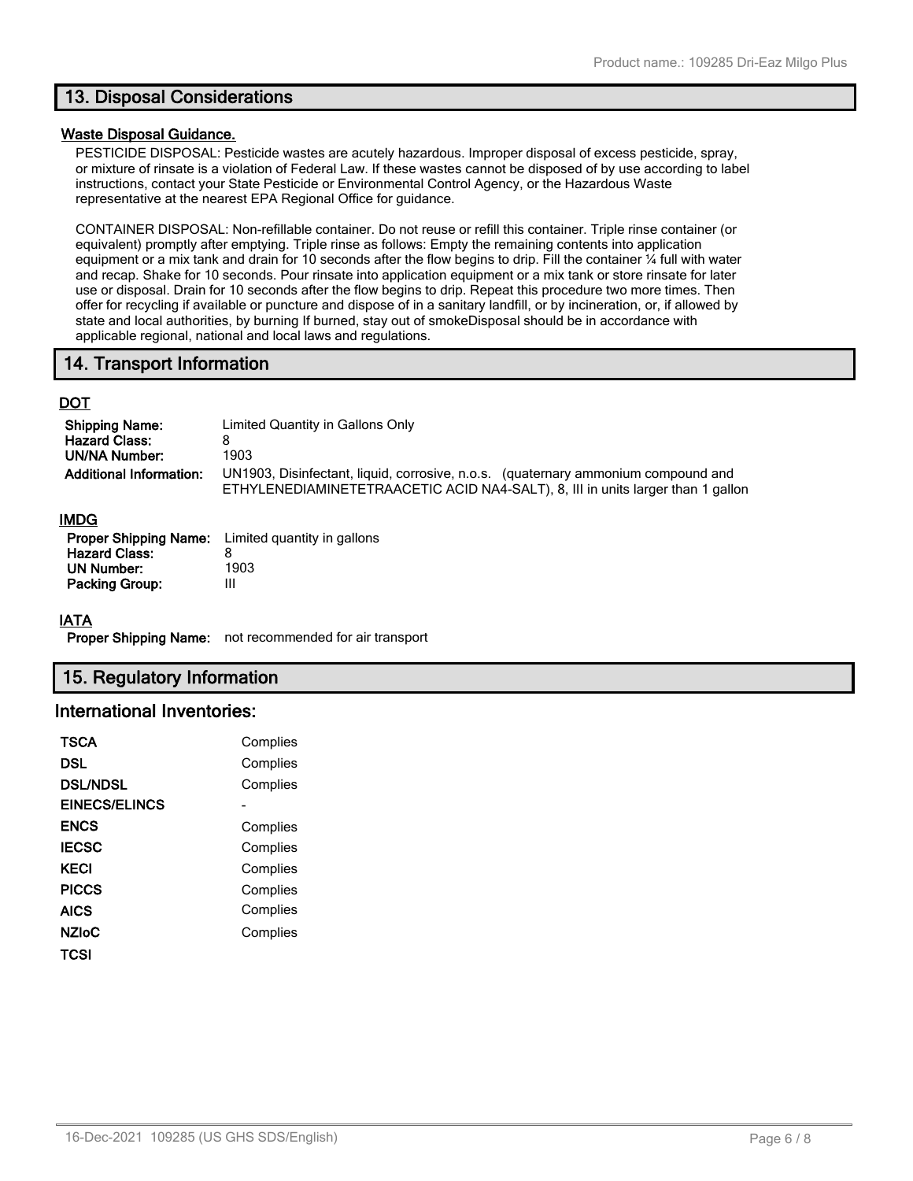## 13. Disposal Considerations

### Waste Disposal Guidance.

PESTICIDE DISPOSAL: Pesticide wastes are acutely hazardous. Improper disposal of excess pesticide, spray, or mixture of rinsate is a violation of Federal Law. If these wastes cannot be disposed of by use according to label instructions, contact your State Pesticide or Environmental Control Agency, or the Hazardous Waste representative at the nearest EPA Regional Office for guidance.

CONTAINER DISPOSAL: Non-refillable container. Do not reuse or refill this container. Triple rinse container (or equivalent) promptly after emptying. Triple rinse as follows: Empty the remaining contents into application equipment or a mix tank and drain for 10 seconds after the flow begins to drip. Fill the container ¼ full with water and recap. Shake for 10 seconds. Pour rinsate into application equipment or a mix tank or store rinsate for later use or disposal. Drain for 10 seconds after the flow begins to drip. Repeat this procedure two more times. Then offer for recycling if available or puncture and dispose of in a sanitary landfill, or by incineration, or, if allowed by state and local authorities, by burning If burned, stay out of smokeDisposal should be in accordance with applicable regional, national and local laws and regulations.

## 14. Transport Information

### DOT

| | |
|---|---|
| **Shipping Name:** | Limited Quantity in Gallons Only |
| **Hazard Class:** | 8 |
| **UN/NA Number:** | 1903 |
| **Additional Information:** | UN1903, Disinfectant, liquid, corrosive, n.o.s. (quaternary ammonium compound and ETHYLENEDIAMINETETRAACETIC ACID NA4-SALT), 8, III in units larger than 1 gallon |

### IMDG

| | |
|---|---|
| **Proper Shipping Name:** | Limited quantity in gallons |
| **Hazard Class:** | 8 |
| **UN Number:** | 1903 |
| **Packing Group:** | III |

### IATA

**Proper Shipping Name:** not recommended for air transport

## 15. Regulatory Information

### International Inventories:

| | |
|---|---|
| **TSCA** | Complies |
| **DSL** | Complies |
| **DSL/NDSL** | Complies |
| **EINECS/ELINCS** | - |
| **ENCS** | Complies |
| **IECSC** | Complies |
| **KECI** | Complies |
| **PICCS** | Complies |
| **AICS** | Complies |
| **NZIoC** | Complies |
| **TCSI** | |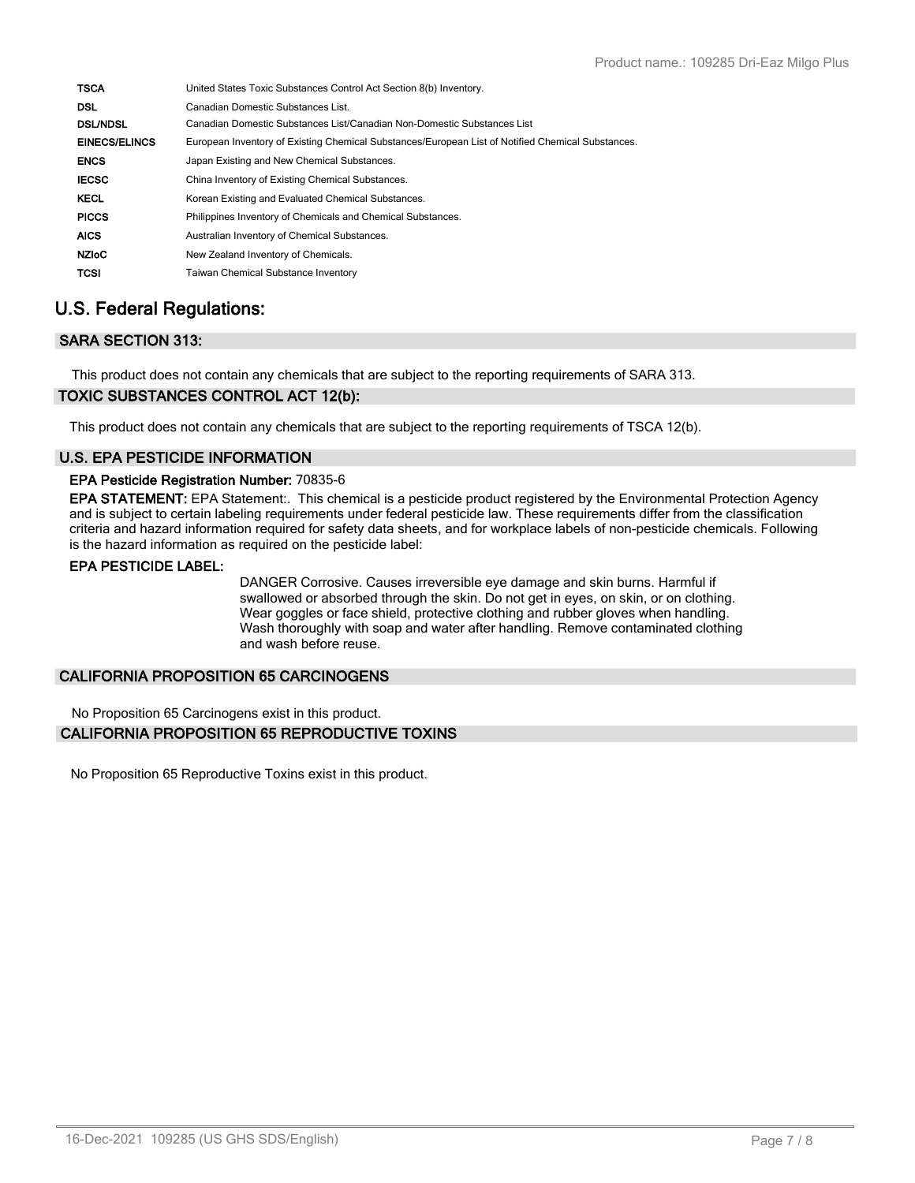| | |
|---|---|
| **TSCA** | United States Toxic Substances Control Act Section 8(b) Inventory. |
| **DSL** | Canadian Domestic Substances List. |
| **DSL/NDSL** | Canadian Domestic Substances List/Canadian Non-Domestic Substances List |
| **EINECS/ELINCS** | European Inventory of Existing Chemical Substances/European List of Notified Chemical Substances. |
| **ENCS** | Japan Existing and New Chemical Substances. |
| **IECSC** | China Inventory of Existing Chemical Substances. |
| **KECL** | Korean Existing and Evaluated Chemical Substances. |
| **PICCS** | Philippines Inventory of Chemicals and Chemical Substances. |
| **AICS** | Australian Inventory of Chemical Substances. |
| **NZIoC** | New Zealand Inventory of Chemicals. |
| **TCSI** | Taiwan Chemical Substance Inventory |

## U.S. Federal Regulations:

### SARA SECTION 313:

This product does not contain any chemicals that are subject to the reporting requirements of SARA 313.

### TOXIC SUBSTANCES CONTROL ACT 12(b):

This product does not contain any chemicals that are subject to the reporting requirements of TSCA 12(b).

### U.S. EPA PESTICIDE INFORMATION

**EPA Pesticide Registration Number:** 70835-6

**EPA STATEMENT:** EPA Statement:. This chemical is a pesticide product registered by the Environmental Protection Agency and is subject to certain labeling requirements under federal pesticide law. These requirements differ from the classification criteria and hazard information required for safety data sheets, and for workplace labels of non-pesticide chemicals. Following is the hazard information as required on the pesticide label:

**EPA PESTICIDE LABEL:**

DANGER Corrosive. Causes irreversible eye damage and skin burns. Harmful if swallowed or absorbed through the skin. Do not get in eyes, on skin, or on clothing. Wear goggles or face shield, protective clothing and rubber gloves when handling. Wash thoroughly with soap and water after handling. Remove contaminated clothing and wash before reuse.

### CALIFORNIA PROPOSITION 65 CARCINOGENS

No Proposition 65 Carcinogens exist in this product.

### CALIFORNIA PROPOSITION 65 REPRODUCTIVE TOXINS

No Proposition 65 Reproductive Toxins exist in this product.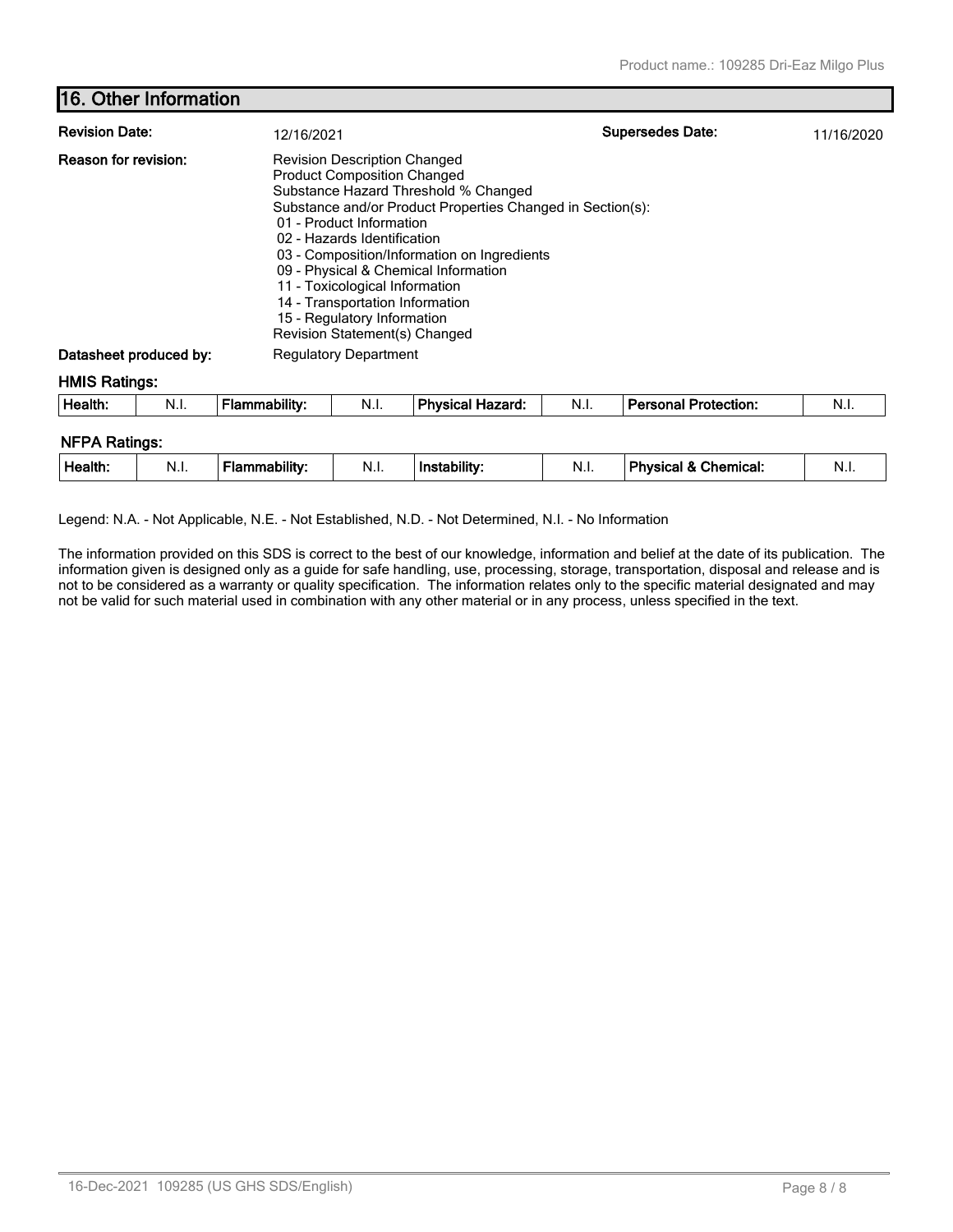## 16. Other Information

**Revision Date:** 12/16/2021 **Supersedes Date:** 11/16/2020

**Reason for revision:**
Revision Description Changed
Product Composition Changed
Substance Hazard Threshold % Changed
Substance and/or Product Properties Changed in Section(s):
01 - Product Information
02 - Hazards Identification
03 - Composition/Information on Ingredients
09 - Physical & Chemical Information
11 - Toxicological Information
14 - Transportation Information
15 - Regulatory Information
Revision Statement(s) Changed

**Datasheet produced by:** Regulatory Department

**HMIS Ratings:**

| | | | | | | | |
|---|---|---|---|---|---|---|---|
| **Health:** | N.I. | **Flammability:** | N.I. | **Physical Hazard:** | N.I. | **Personal Protection:** | N.I. |

**NFPA Ratings:**

| | | | | | | | |
|---|---|---|---|---|---|---|---|
| **Health:** | N.I. | **Flammability:** | N.I. | **Instability:** | N.I. | **Physical & Chemical:** | N.I. |

Legend: N.A. - Not Applicable, N.E. - Not Established, N.D. - Not Determined, N.I. - No Information

The information provided on this SDS is correct to the best of our knowledge, information and belief at the date of its publication. The information given is designed only as a guide for safe handling, use, processing, storage, transportation, disposal and release and is not to be considered as a warranty or quality specification. The information relates only to the specific material designated and may not be valid for such material used in combination with any other material or in any process, unless specified in the text.